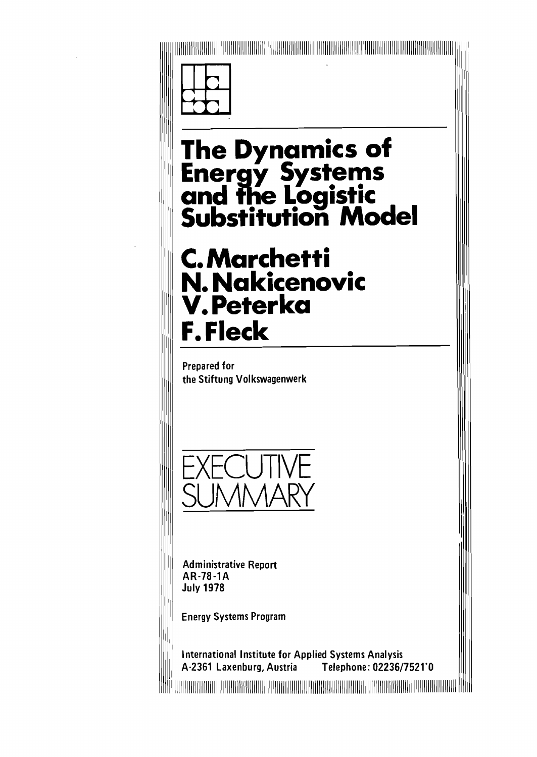# The Dynamics of Energy Systems and the Logistic Substitution Model

## C. Marchetti
## N. Nakicenovic
## V. Peterka
## F. Fleck

Prepared for
the Stiftung Volkswagenwerk

# EXECUTIVE SUMMARY

Administrative Report
AR-78-1A
July 1978

Energy Systems Program

International Institute for Applied Systems Analysis
A-2361 Laxenburg, Austria Telephone: 02236/7521'0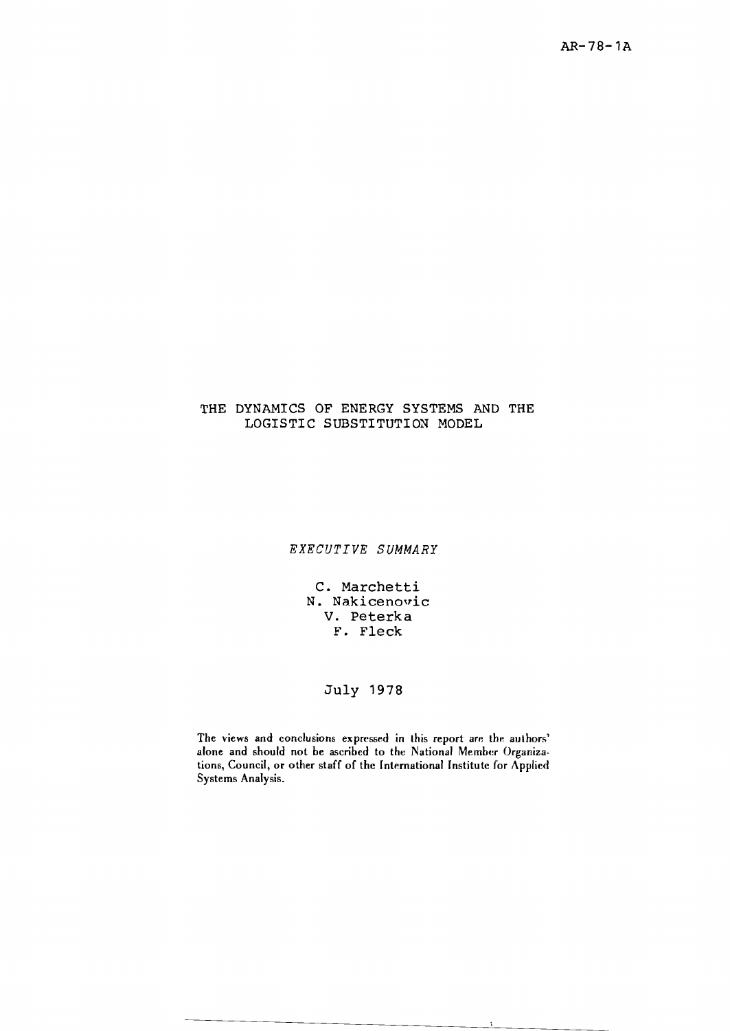AR-78-1A

# THE DYNAMICS OF ENERGY SYSTEMS AND THE LOGISTIC SUBSTITUTION MODEL

*EXECUTIVE SUMMARY*

C. Marchetti
N. Nakicenovic
V. Peterka
F. Fleck

July 1978

The views and conclusions expressed in this report are the authors' alone and should not be ascribed to the National Member Organizations, Council, or other staff of the International Institute for Applied Systems Analysis.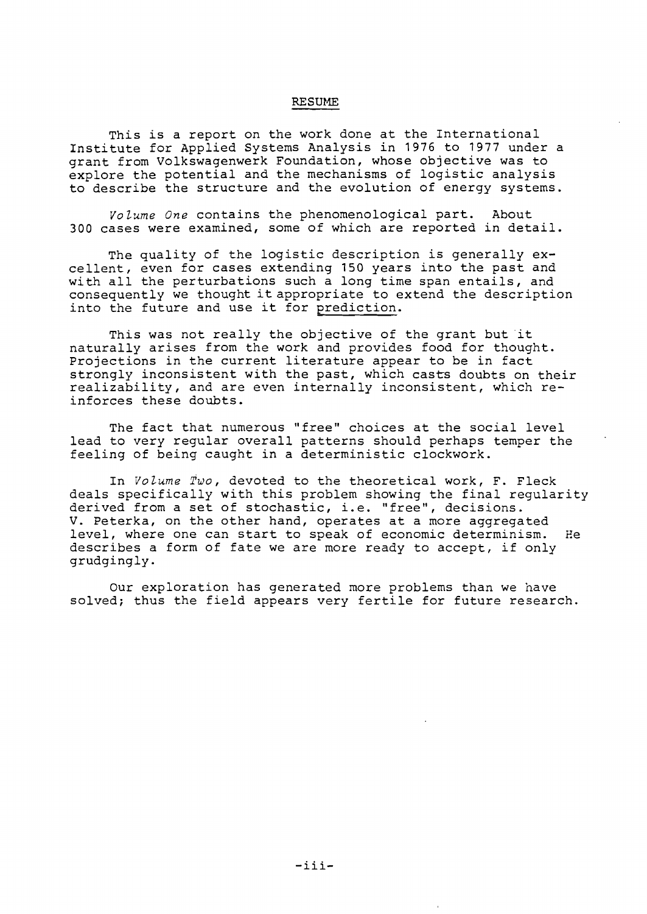## RESUME

This is a report on the work done at the International Institute for Applied Systems Analysis in 1976 to 1977 under a grant from Volkswagenwerk Foundation, whose objective was to explore the potential and the mechanisms of logistic analysis to describe the structure and the evolution of energy systems.

*Volume One* contains the phenomenological part. About 300 cases were examined, some of which are reported in detail.

The quality of the logistic description is generally excellent, even for cases extending 150 years into the past and with all the perturbations such a long time span entails, and consequently we thought it appropriate to extend the description into the future and use it for prediction.

This was not really the objective of the grant but it naturally arises from the work and provides food for thought. Projections in the current literature appear to be in fact strongly inconsistent with the past, which casts doubts on their realizability, and are even internally inconsistent, which reinforces these doubts.

The fact that numerous "free" choices at the social level lead to very regular overall patterns should perhaps temper the feeling of being caught in a deterministic clockwork.

In *Volume Two*, devoted to the theoretical work, F. Fleck deals specifically with this problem showing the final regularity derived from a set of stochastic, i.e. "free", decisions. V. Peterka, on the other hand, operates at a more aggregated level, where one can start to speak of economic determinism. He describes a form of fate we are more ready to accept, if only grudgingly.

Our exploration has generated more problems than we have solved; thus the field appears very fertile for future research.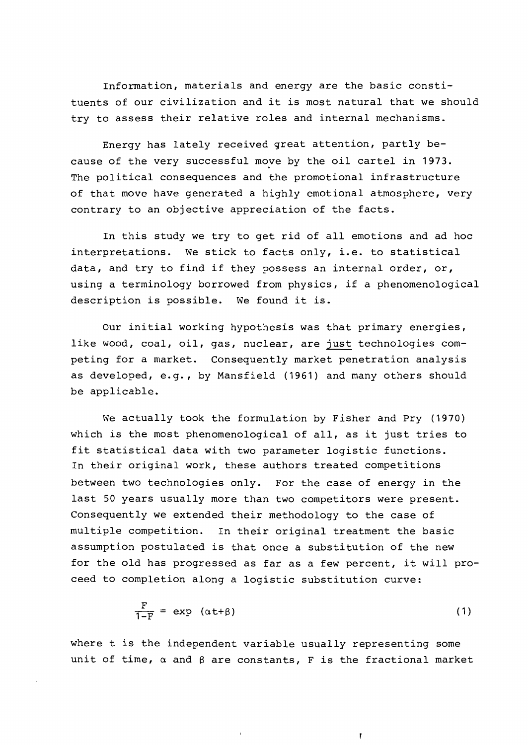Information, materials and energy are the basic constituents of our civilization and it is most natural that we should try to assess their relative roles and internal mechanisms.

Energy has lately received great attention, partly because of the very successful move by the oil cartel in 1973. The political consequences and the promotional infrastructure of that move have generated a highly emotional atmosphere, very contrary to an objective appreciation of the facts.

In this study we try to get rid of all emotions and ad hoc interpretations. We stick to facts only, i.e. to statistical data, and try to find if they possess an internal order, or, using a terminology borrowed from physics, if a phenomenological description is possible. We found it is.

Our initial working hypothesis was that primary energies, like wood, coal, oil, gas, nuclear, are <u>just</u> technologies competing for a market. Consequently market penetration analysis as developed, e.g., by Mansfield (1961) and many others should be applicable.

We actually took the formulation by Fisher and Pry (1970) which is the most phenomenological of all, as it just tries to fit statistical data with two parameter logistic functions. In their original work, these authors treated competitions between two technologies only. For the case of energy in the last 50 years usually more than two competitors were present. Consequently we extended their methodology to the case of multiple competition. In their original treatment the basic assumption postulated is that once a substitution of the new for the old has progressed as far as a few percent, it will proceed to completion along a logistic substitution curve:

$$\frac{F}{1-F} = \exp\ (\alpha t+\beta) \tag{1}$$

where t is the independent variable usually representing some unit of time, $\alpha$ and $\beta$ are constants, F is the fractional market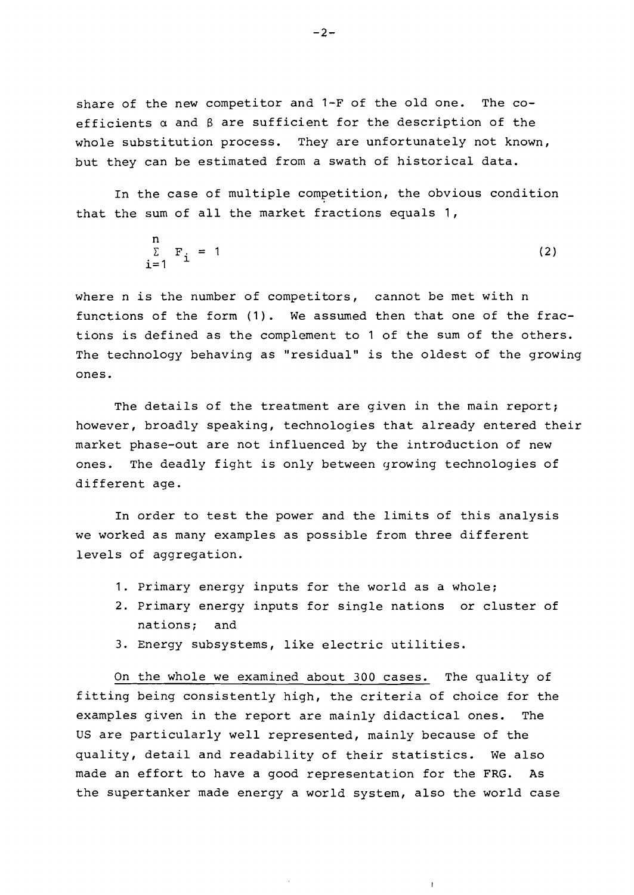share of the new competitor and 1-F of the old one. The coefficients $\alpha$ and $\beta$ are sufficient for the description of the whole substitution process. They are unfortunately not known, but they can be estimated from a swath of historical data.

In the case of multiple competition, the obvious condition that the sum of all the market fractions equals 1,

$$\sum_{i=1}^{n} F_i = 1 \tag{2}$$

where n is the number of competitors, cannot be met with n functions of the form (1). We assumed then that one of the fractions is defined as the complement to 1 of the sum of the others. The technology behaving as "residual" is the oldest of the growing ones.

The details of the treatment are given in the main report; however, broadly speaking, technologies that already entered their market phase-out are not influenced by the introduction of new ones. The deadly fight is only between growing technologies of different age.

In order to test the power and the limits of this analysis we worked as many examples as possible from three different levels of aggregation.

1. Primary energy inputs for the world as a whole;
2. Primary energy inputs for single nations or cluster of nations; and
3. Energy subsystems, like electric utilities.

<u>On the whole we examined about 300 cases.</u> The quality of fitting being consistently high, the criteria of choice for the examples given in the report are mainly didactical ones. The US are particularly well represented, mainly because of the quality, detail and readability of their statistics. We also made an effort to have a good representation for the FRG. As the supertanker made energy a world system, also the world case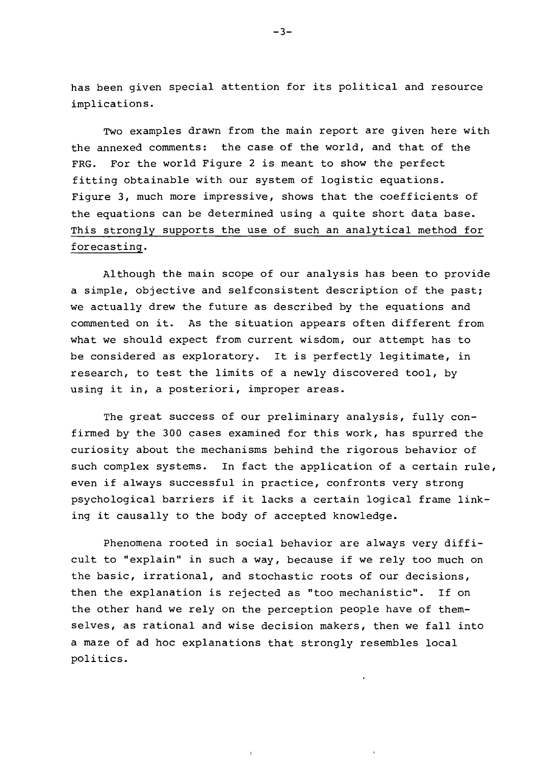has been given special attention for its political and resource implications.

Two examples drawn from the main report are given here with the annexed comments: the case of the world, and that of the FRG. For the world Figure 2 is meant to show the perfect fitting obtainable with our system of logistic equations. Figure 3, much more impressive, shows that the coefficients of the equations can be determined using a quite short data base. <u>This strongly supports the use of such an analytical method for forecasting</u>.

Although the main scope of our analysis has been to provide a simple, objective and selfconsistent description of the past; we actually drew the future as described by the equations and commented on it. As the situation appears often different from what we should expect from current wisdom, our attempt has to be considered as exploratory. It is perfectly legitimate, in research, to test the limits of a newly discovered tool, by using it in, a posteriori, improper areas.

The great success of our preliminary analysis, fully confirmed by the 300 cases examined for this work, has spurred the curiosity about the mechanisms behind the rigorous behavior of such complex systems. In fact the application of a certain rule, even if always successful in practice, confronts very strong psychological barriers if it lacks a certain logical frame linking it causally to the body of accepted knowledge.

Phenomena rooted in social behavior are always very difficult to "explain" in such a way, because if we rely too much on the basic, irrational, and stochastic roots of our decisions, then the explanation is rejected as "too mechanistic". If on the other hand we rely on the perception people have of themselves, as rational and wise decision makers, then we fall into a maze of ad hoc explanations that strongly resembles local politics.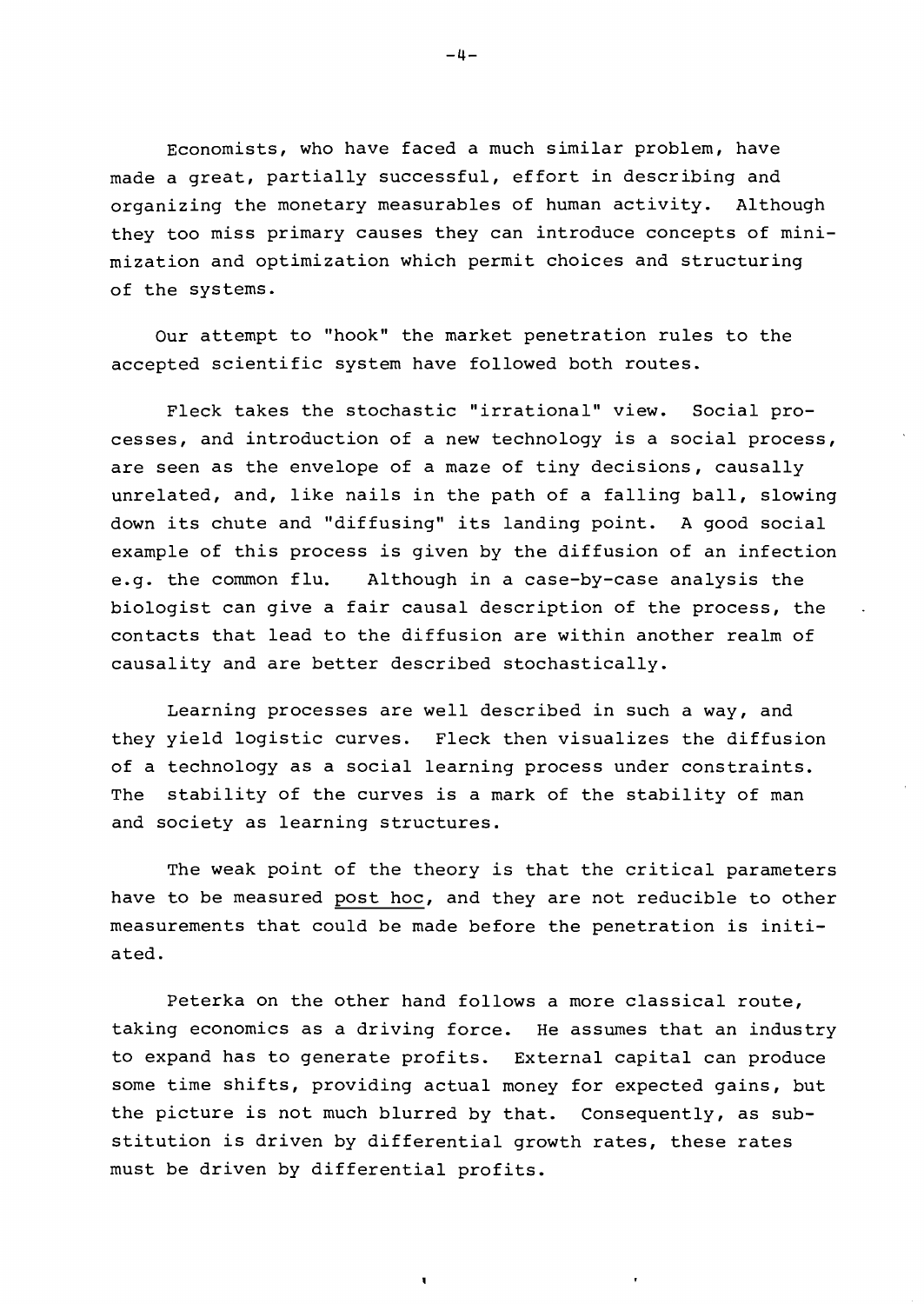Economists, who have faced a much similar problem, have made a great, partially successful, effort in describing and organizing the monetary measurables of human activity. Although they too miss primary causes they can introduce concepts of minimization and optimization which permit choices and structuring of the systems.

Our attempt to "hook" the market penetration rules to the accepted scientific system have followed both routes.

Fleck takes the stochastic "irrational" view. Social processes, and introduction of a new technology is a social process, are seen as the envelope of a maze of tiny decisions, causally unrelated, and, like nails in the path of a falling ball, slowing down its chute and "diffusing" its landing point. A good social example of this process is given by the diffusion of an infection e.g. the common flu. Although in a case-by-case analysis the biologist can give a fair causal description of the process, the contacts that lead to the diffusion are within another realm of causality and are better described stochastically.

Learning processes are well described in such a way, and they yield logistic curves. Fleck then visualizes the diffusion of a technology as a social learning process under constraints. The stability of the curves is a mark of the stability of man and society as learning structures.

The weak point of the theory is that the critical parameters have to be measured post hoc, and they are not reducible to other measurements that could be made before the penetration is initiated.

Peterka on the other hand follows a more classical route, taking economics as a driving force. He assumes that an industry to expand has to generate profits. External capital can produce some time shifts, providing actual money for expected gains, but the picture is not much blurred by that. Consequently, as substitution is driven by differential growth rates, these rates must be driven by differential profits.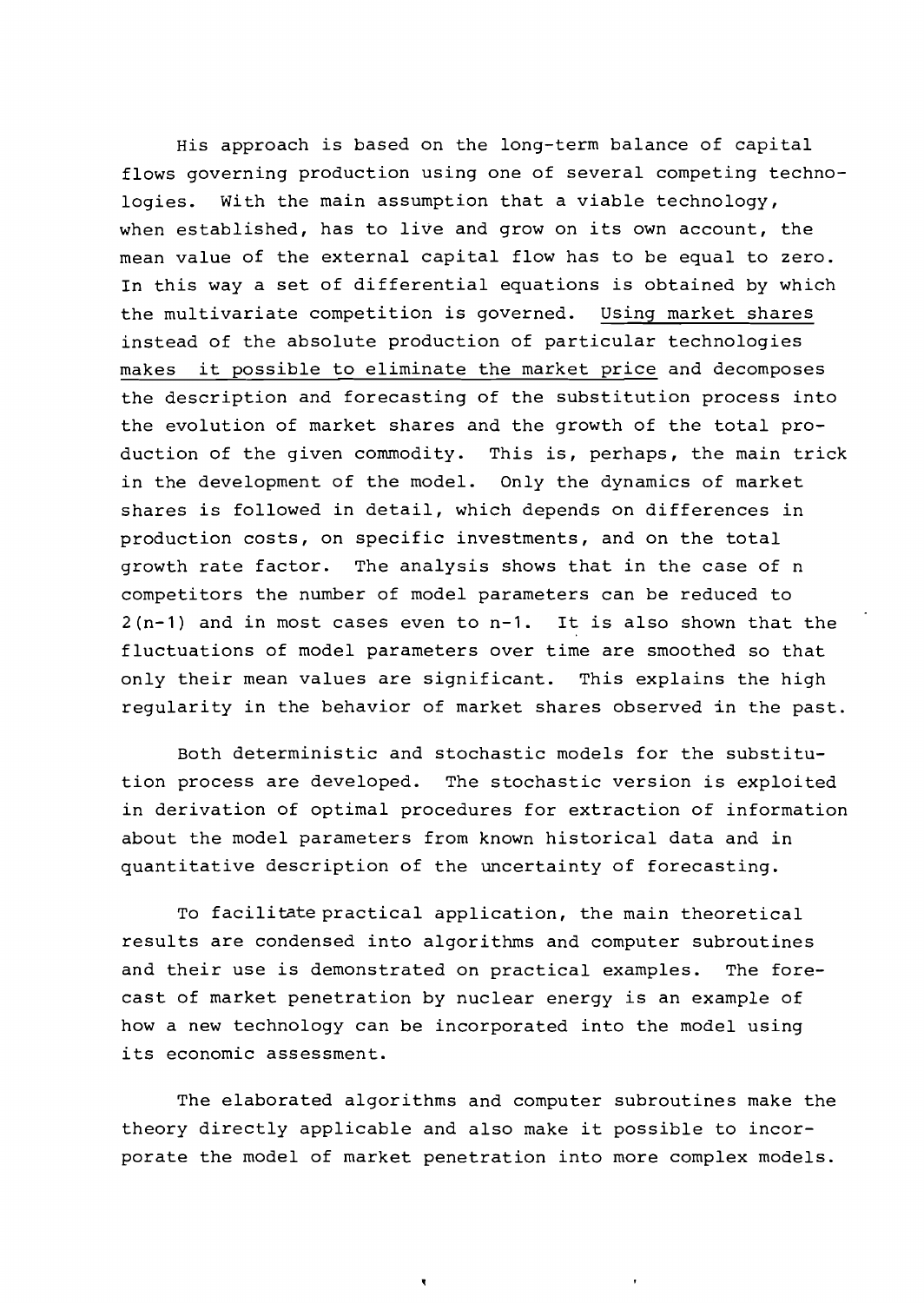His approach is based on the long-term balance of capital flows governing production using one of several competing technologies. With the main assumption that a viable technology, when established, has to live and grow on its own account, the mean value of the external capital flow has to be equal to zero. In this way a set of differential equations is obtained by which the multivariate competition is governed. Using market shares instead of the absolute production of particular technologies makes it possible to eliminate the market price and decomposes the description and forecasting of the substitution process into the evolution of market shares and the growth of the total production of the given commodity. This is, perhaps, the main trick in the development of the model. Only the dynamics of market shares is followed in detail, which depends on differences in production costs, on specific investments, and on the total growth rate factor. The analysis shows that in the case of n competitors the number of model parameters can be reduced to $2(n-1)$ and in most cases even to $n-1$. It is also shown that the fluctuations of model parameters over time are smoothed so that only their mean values are significant. This explains the high regularity in the behavior of market shares observed in the past.

Both deterministic and stochastic models for the substitution process are developed. The stochastic version is exploited in derivation of optimal procedures for extraction of information about the model parameters from known historical data and in quantitative description of the uncertainty of forecasting.

To facilitate practical application, the main theoretical results are condensed into algorithms and computer subroutines and their use is demonstrated on practical examples. The forecast of market penetration by nuclear energy is an example of how a new technology can be incorporated into the model using its economic assessment.

The elaborated algorithms and computer subroutines make the theory directly applicable and also make it possible to incorporate the model of market penetration into more complex models.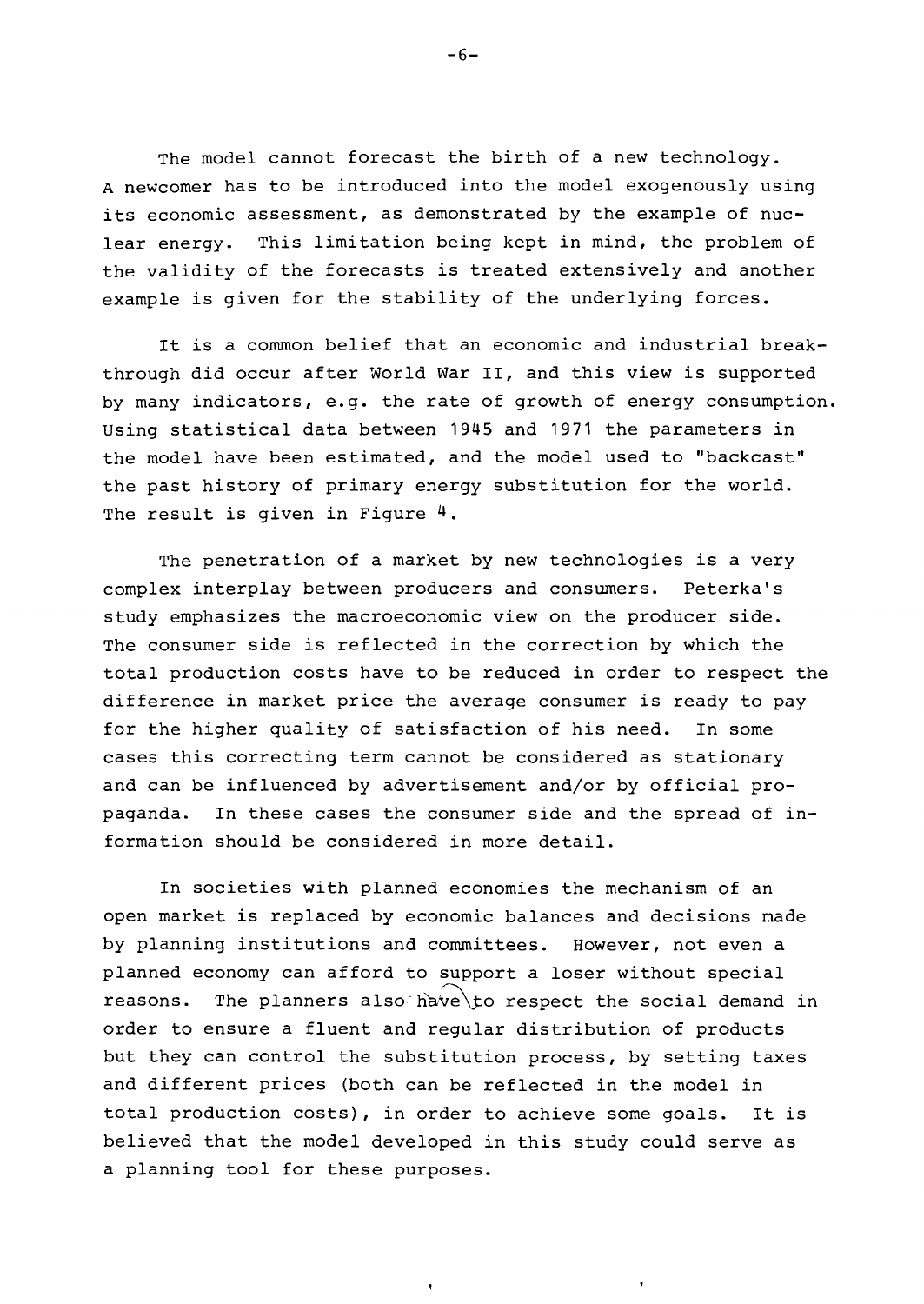The model cannot forecast the birth of a new technology. A newcomer has to be introduced into the model exogenously using its economic assessment, as demonstrated by the example of nuclear energy. This limitation being kept in mind, the problem of the validity of the forecasts is treated extensively and another example is given for the stability of the underlying forces.

It is a common belief that an economic and industrial breakthrough did occur after World War II, and this view is supported by many indicators, e.g. the rate of growth of energy consumption. Using statistical data between 1945 and 1971 the parameters in the model have been estimated, and the model used to "backcast" the past history of primary energy substitution for the world. The result is given in Figure 4.

The penetration of a market by new technologies is a very complex interplay between producers and consumers. Peterka's study emphasizes the macroeconomic view on the producer side. The consumer side is reflected in the correction by which the total production costs have to be reduced in order to respect the difference in market price the average consumer is ready to pay for the higher quality of satisfaction of his need. In some cases this correcting term cannot be considered as stationary and can be influenced by advertisement and/or by official propaganda. In these cases the consumer side and the spread of information should be considered in more detail.

In societies with planned economies the mechanism of an open market is replaced by economic balances and decisions made by planning institutions and committees. However, not even a planned economy can afford to support a loser without special reasons. The planners also have to respect the social demand in order to ensure a fluent and regular distribution of products but they can control the substitution process, by setting taxes and different prices (both can be reflected in the model in total production costs), in order to achieve some goals. It is believed that the model developed in this study could serve as a planning tool for these purposes.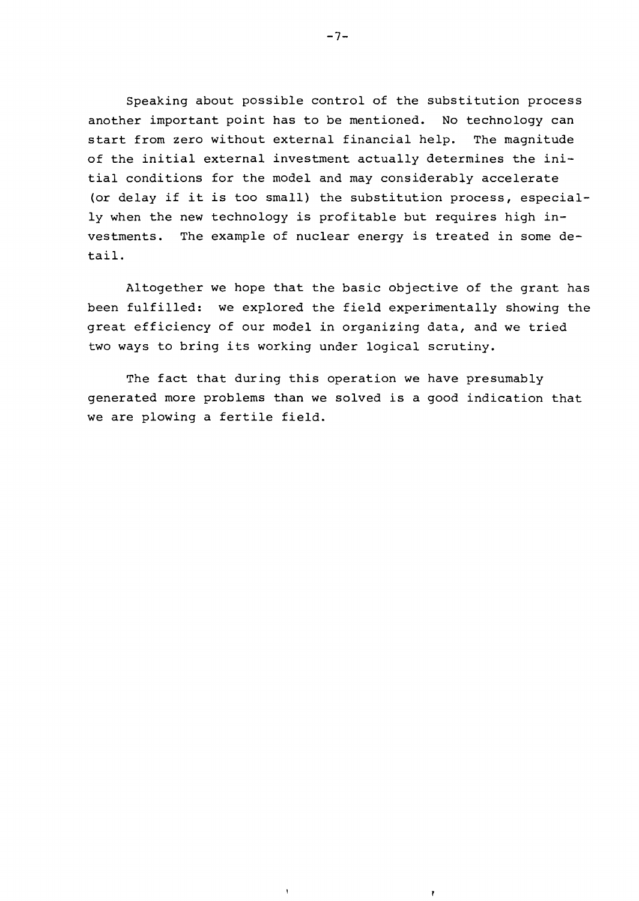Speaking about possible control of the substitution process another important point has to be mentioned. No technology can start from zero without external financial help. The magnitude of the initial external investment actually determines the initial conditions for the model and may considerably accelerate (or delay if it is too small) the substitution process, especially when the new technology is profitable but requires high investments. The example of nuclear energy is treated in some detail.

Altogether we hope that the basic objective of the grant has been fulfilled: we explored the field experimentally showing the great efficiency of our model in organizing data, and we tried two ways to bring its working under logical scrutiny.

The fact that during this operation we have presumably generated more problems than we solved is a good indication that we are plowing a fertile field.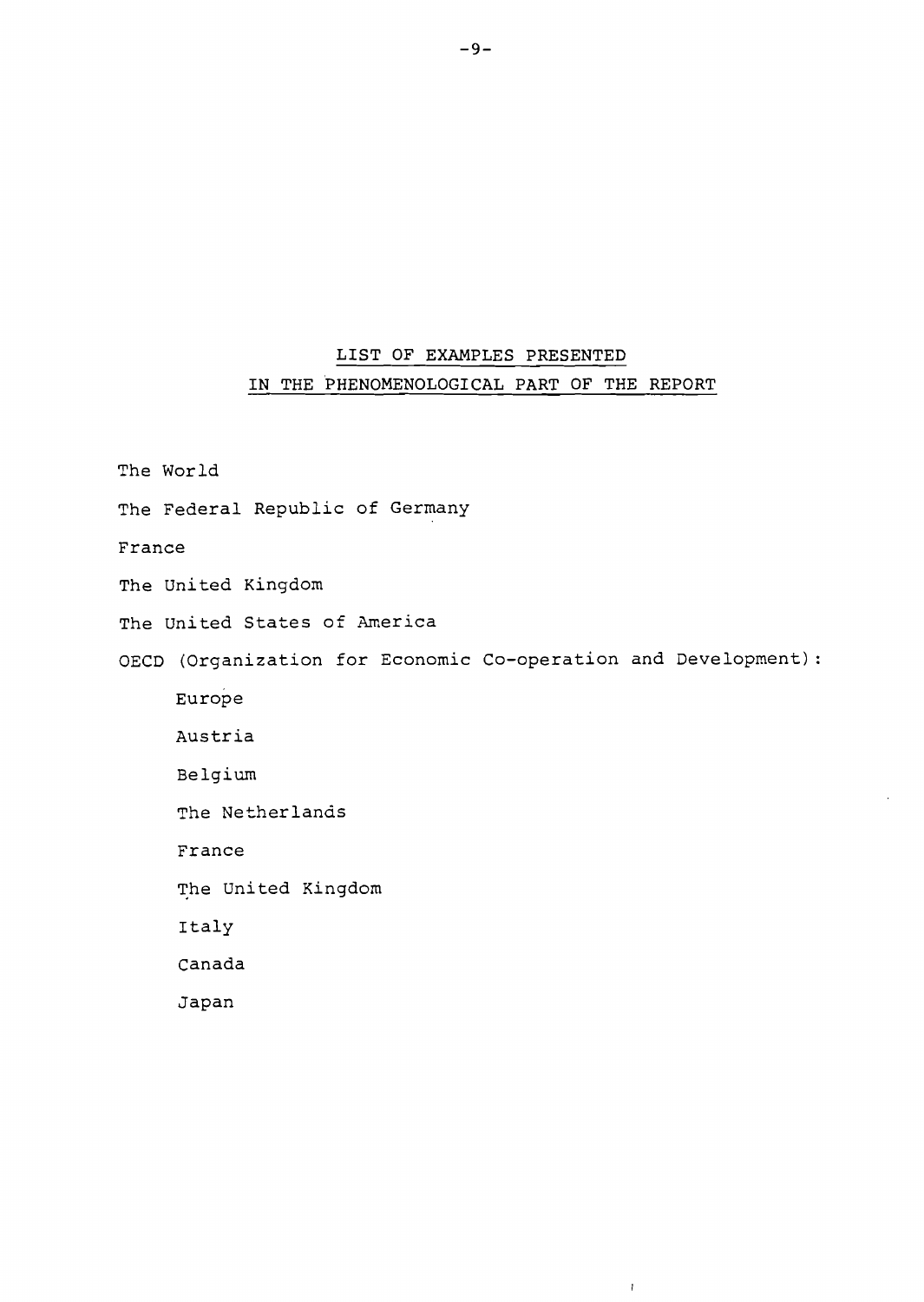## LIST OF EXAMPLES PRESENTED IN THE PHENOMENOLOGICAL PART OF THE REPORT

The World

The Federal Republic of Germany

France

The United Kingdom

The United States of America

OECD (Organization for Economic Co-operation and Development):

- Europe
- Austria
- Belgium
- The Netherlands
- France
- The United Kingdom
- Italy
- Canada
- Japan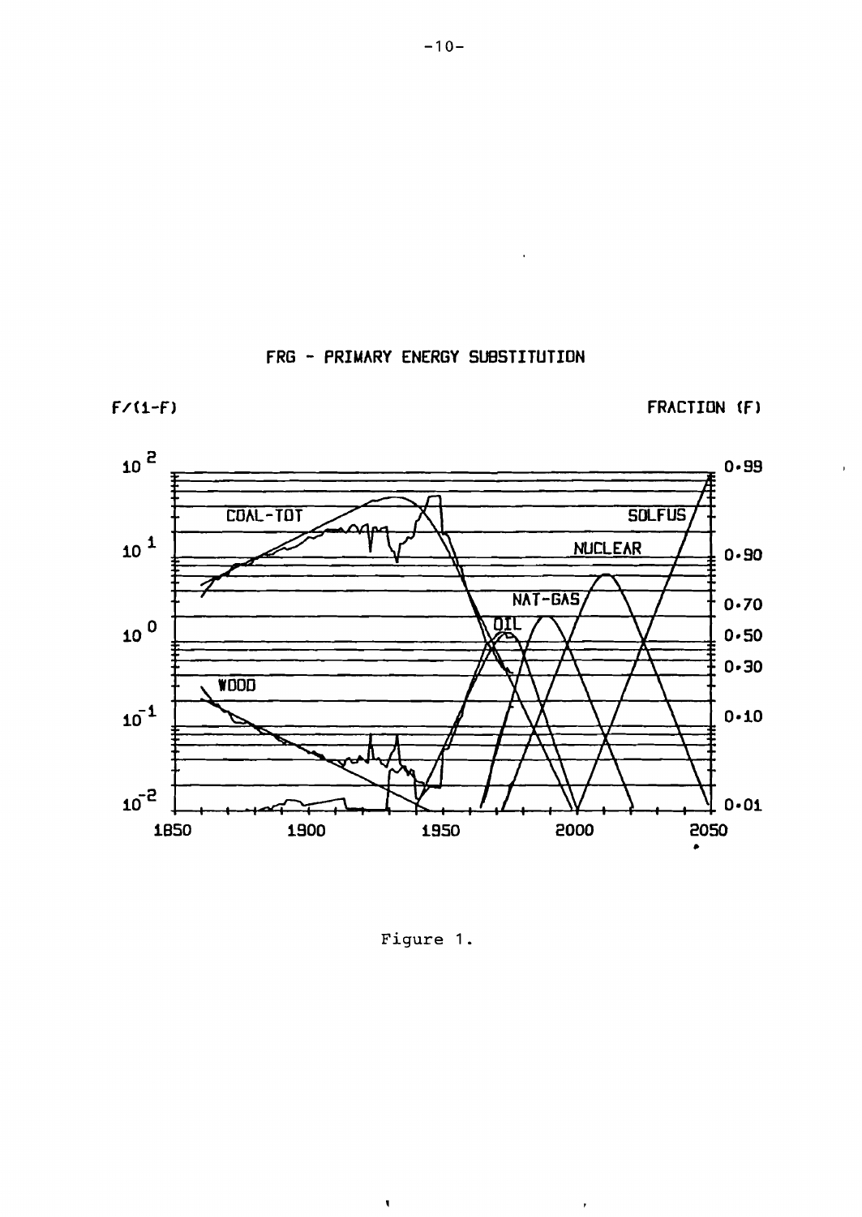FRG - PRIMARY ENERGY SUBSTITUTION

F/(1-F)

FRACTION (F)

Figure 1.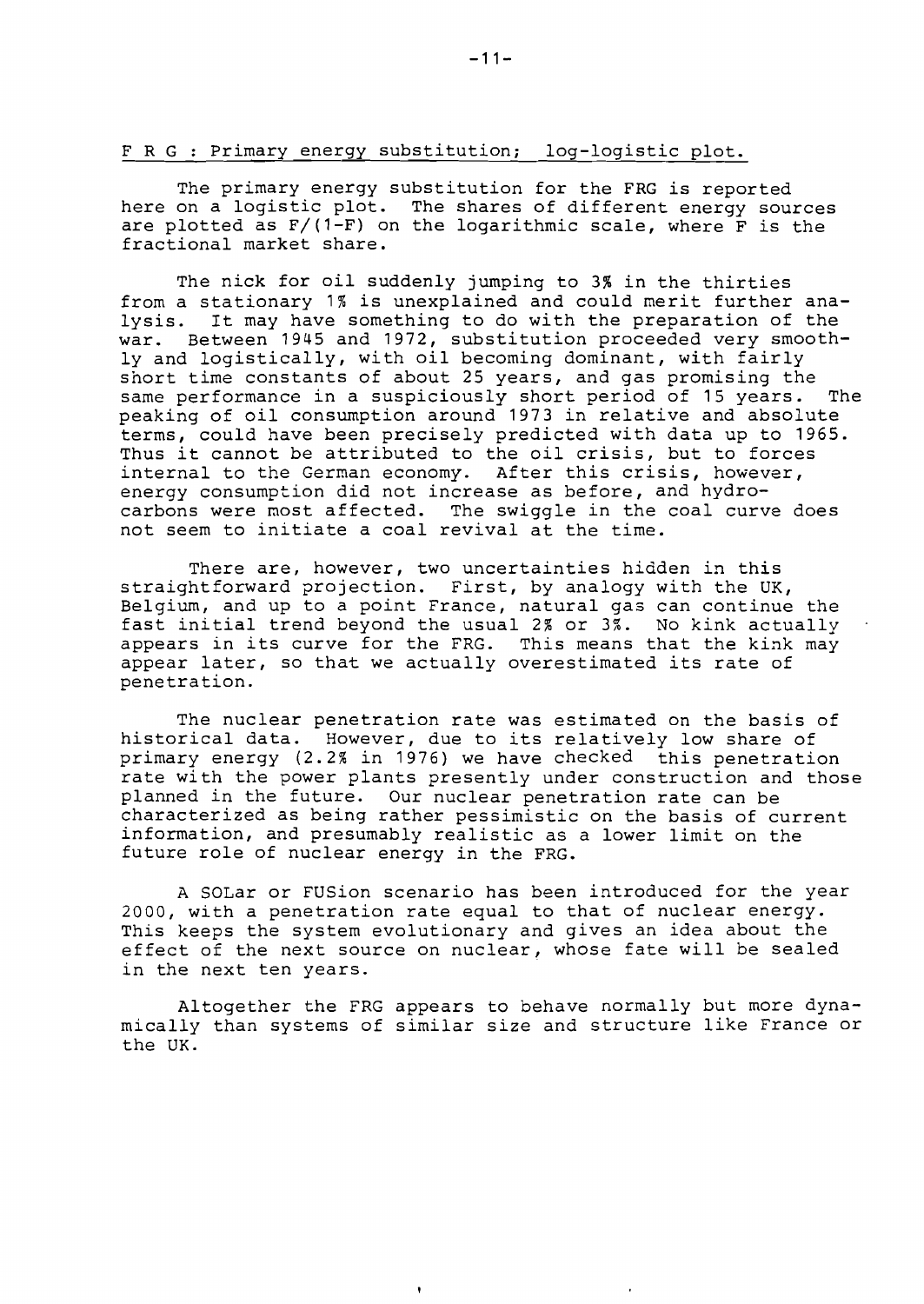## F R G : Primary energy substitution; log-logistic plot.

The primary energy substitution for the FRG is reported here on a logistic plot. The shares of different energy sources are plotted as $F/(1-F)$ on the logarithmic scale, where F is the fractional market share.

The nick for oil suddenly jumping to 3% in the thirties from a stationary 1% is unexplained and could merit further analysis. It may have something to do with the preparation of the war. Between 1945 and 1972, substitution proceeded very smoothly and logistically, with oil becoming dominant, with fairly short time constants of about 25 years, and gas promising the same performance in a suspiciously short period of 15 years. The peaking of oil consumption around 1973 in relative and absolute terms, could have been precisely predicted with data up to 1965. Thus it cannot be attributed to the oil crisis, but to forces internal to the German economy. After this crisis, however, energy consumption did not increase as before, and hydrocarbons were most affected. The swiggle in the coal curve does not seem to initiate a coal revival at the time.

There are, however, two uncertainties hidden in this straightforward projection. First, by analogy with the UK, Belgium, and up to a point France, natural gas can continue the fast initial trend beyond the usual 2% or 3%. No kink actually appears in its curve for the FRG. This means that the kink may appear later, so that we actually overestimated its rate of penetration.

The nuclear penetration rate was estimated on the basis of historical data. However, due to its relatively low share of primary energy (2.2% in 1976) we have checked this penetration rate with the power plants presently under construction and those planned in the future. Our nuclear penetration rate can be characterized as being rather pessimistic on the basis of current information, and presumably realistic as a lower limit on the future role of nuclear energy in the FRG.

A SOLar or FUSion scenario has been introduced for the year 2000, with a penetration rate equal to that of nuclear energy. This keeps the system evolutionary and gives an idea about the effect of the next source on nuclear, whose fate will be sealed in the next ten years.

Altogether the FRG appears to behave normally but more dynamically than systems of similar size and structure like France or the UK.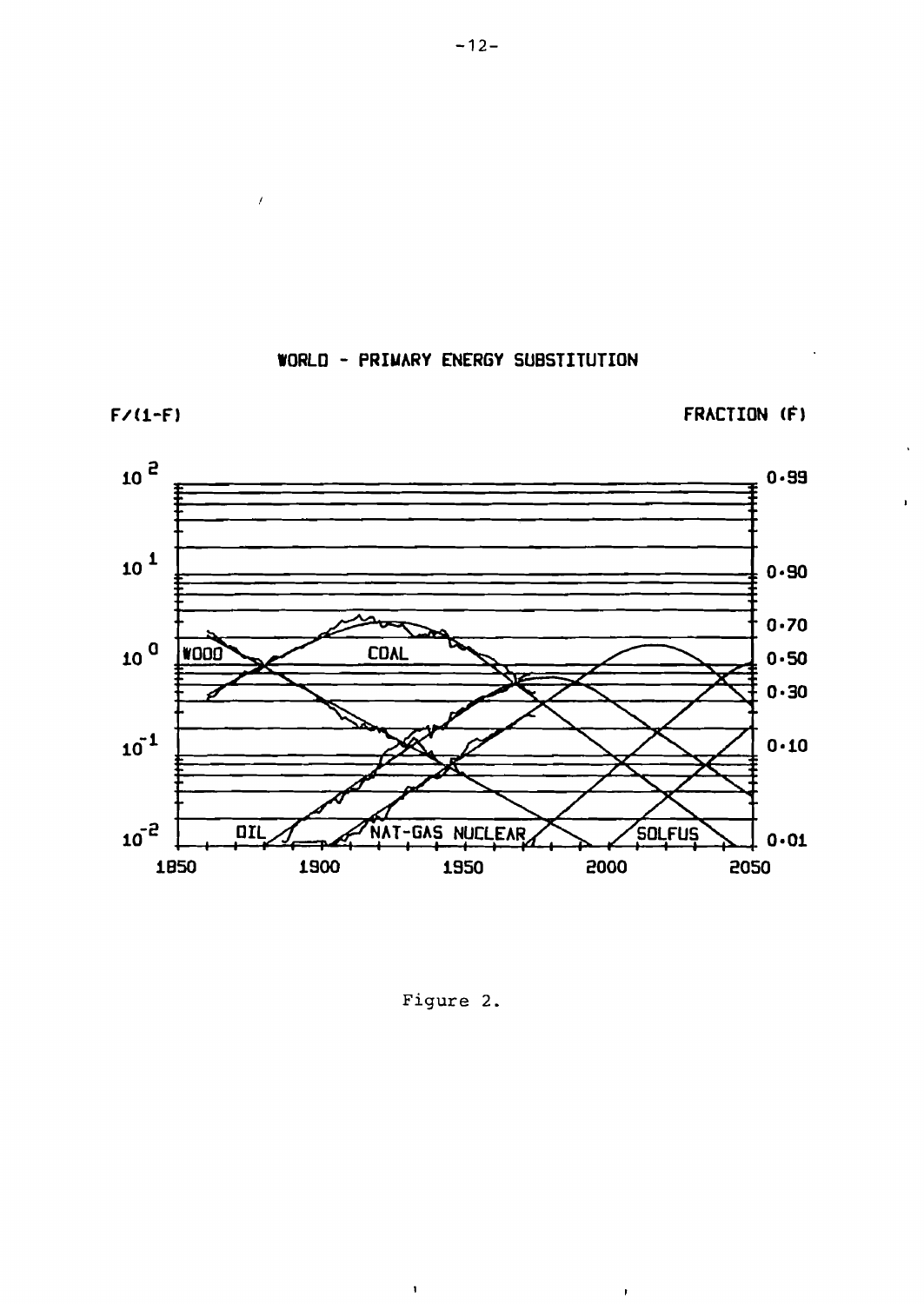WORLD - PRIMARY ENERGY SUBSTITUTION

F/(1-F)

FRACTION (F)

$10^2$ 0.99

$10^1$ 0.90

0.70

$10^0$ WOOD COAL 0.50

0.30

$10^{-1}$ 0.10

$10^{-2}$ OIL NAT-GAS NUCLEAR SOLFUS 0.01

1850 1900 1950 2000 2050

Figure 2.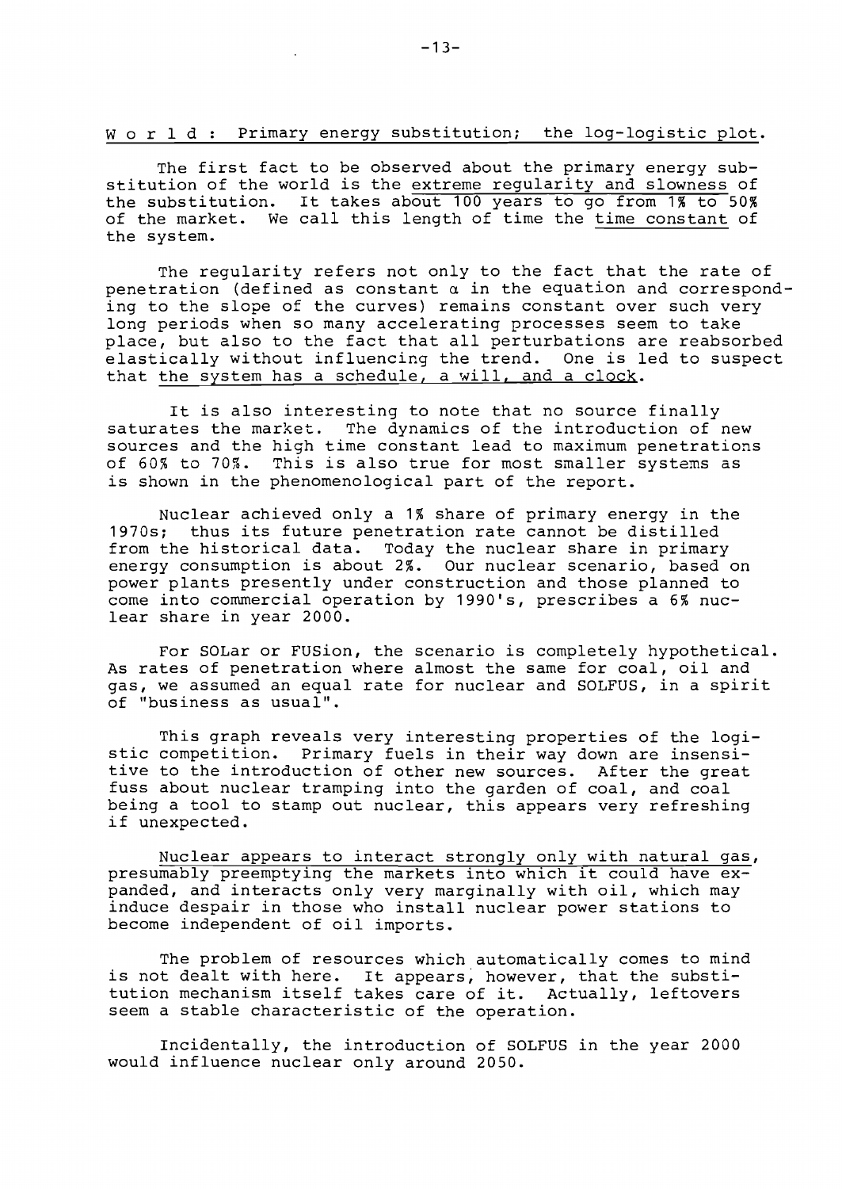World : Primary energy substitution; the log-logistic plot.

The first fact to be observed about the primary energy substitution of the world is the extreme regularity and slowness of the substitution. It takes about 100 years to go from 1% to 50% of the market. We call this length of time the time constant of the system.

The regularity refers not only to the fact that the rate of penetration (defined as constant $\alpha$ in the equation and corresponding to the slope of the curves) remains constant over such very long periods when so many accelerating processes seem to take place, but also to the fact that all perturbations are reabsorbed elastically without influencing the trend. One is led to suspect that the system has a schedule, a will, and a clock.

It is also interesting to note that no source finally saturates the market. The dynamics of the introduction of new sources and the high time constant lead to maximum penetrations of 60% to 70%. This is also true for most smaller systems as is shown in the phenomenological part of the report.

Nuclear achieved only a 1% share of primary energy in the 1970s; thus its future penetration rate cannot be distilled from the historical data. Today the nuclear share in primary energy consumption is about 2%. Our nuclear scenario, based on power plants presently under construction and those planned to come into commercial operation by 1990's, prescribes a 6% nuclear share in year 2000.

For SOLar or FUSion, the scenario is completely hypothetical. As rates of penetration where almost the same for coal, oil and gas, we assumed an equal rate for nuclear and SOLFUS, in a spirit of "business as usual".

This graph reveals very interesting properties of the logistic competition. Primary fuels in their way down are insensitive to the introduction of other new sources. After the great fuss about nuclear tramping into the garden of coal, and coal being a tool to stamp out nuclear, this appears very refreshing if unexpected.

Nuclear appears to interact strongly only with natural gas, presumably preemptying the markets into which it could have expanded, and interacts only very marginally with oil, which may induce despair in those who install nuclear power stations to become independent of oil imports.

The problem of resources which automatically comes to mind is not dealt with here. It appears, however, that the substitution mechanism itself takes care of it. Actually, leftovers seem a stable characteristic of the operation.

Incidentally, the introduction of SOLFUS in the year 2000 would influence nuclear only around 2050.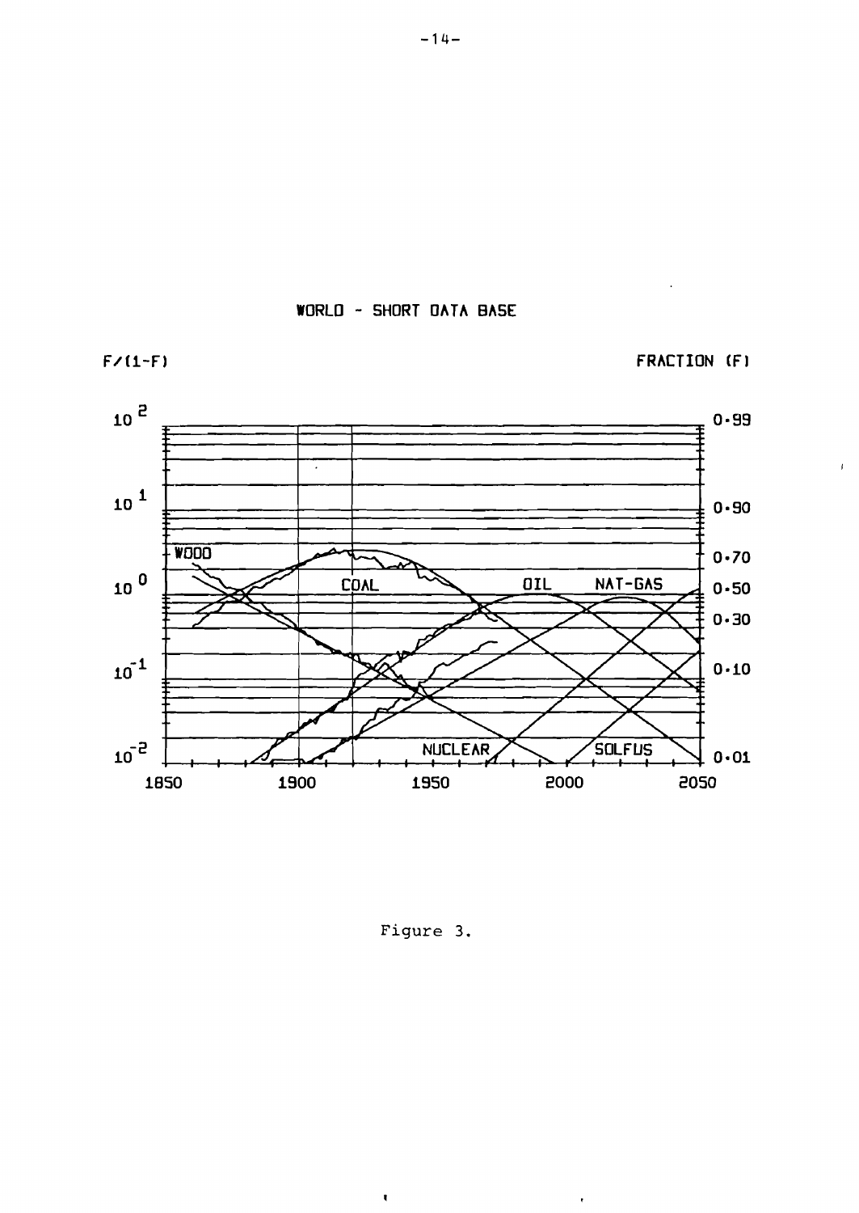WORLD - SHORT DATA BASE

F/(1-F)

FRACTION (F)

Figure 3.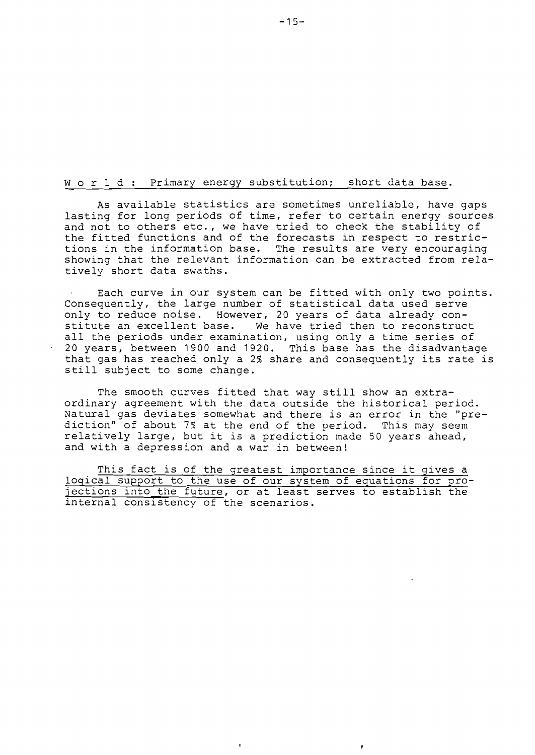## W o r l d : Primary energy substitution; short data base.

As available statistics are sometimes unreliable, have gaps lasting for long periods of time, refer to certain energy sources and not to others etc., we have tried to check the stability of the fitted functions and of the forecasts in respect to restrictions in the information base. The results are very encouraging showing that the relevant information can be extracted from relatively short data swaths.

Each curve in our system can be fitted with only two points. Consequently, the large number of statistical data used serve only to reduce noise. However, 20 years of data already constitute an excellent base. We have tried then to reconstruct all the periods under examination, using only a time series of 20 years, between 1900 and 1920. This base has the disadvantage that gas has reached only a 2% share and consequently its rate is still subject to some change.

The smooth curves fitted that way still show an extraordinary agreement with the data outside the historical period. Natural gas deviates somewhat and there is an error in the "prediction" of about 7% at the end of the period. This may seem relatively large, but it is a prediction made 50 years ahead, and with a depression and a war in between!

This fact is of the greatest importance since it gives a logical support to the use of our system of equations for projections into the future, or at least serves to establish the internal consistency of the scenarios.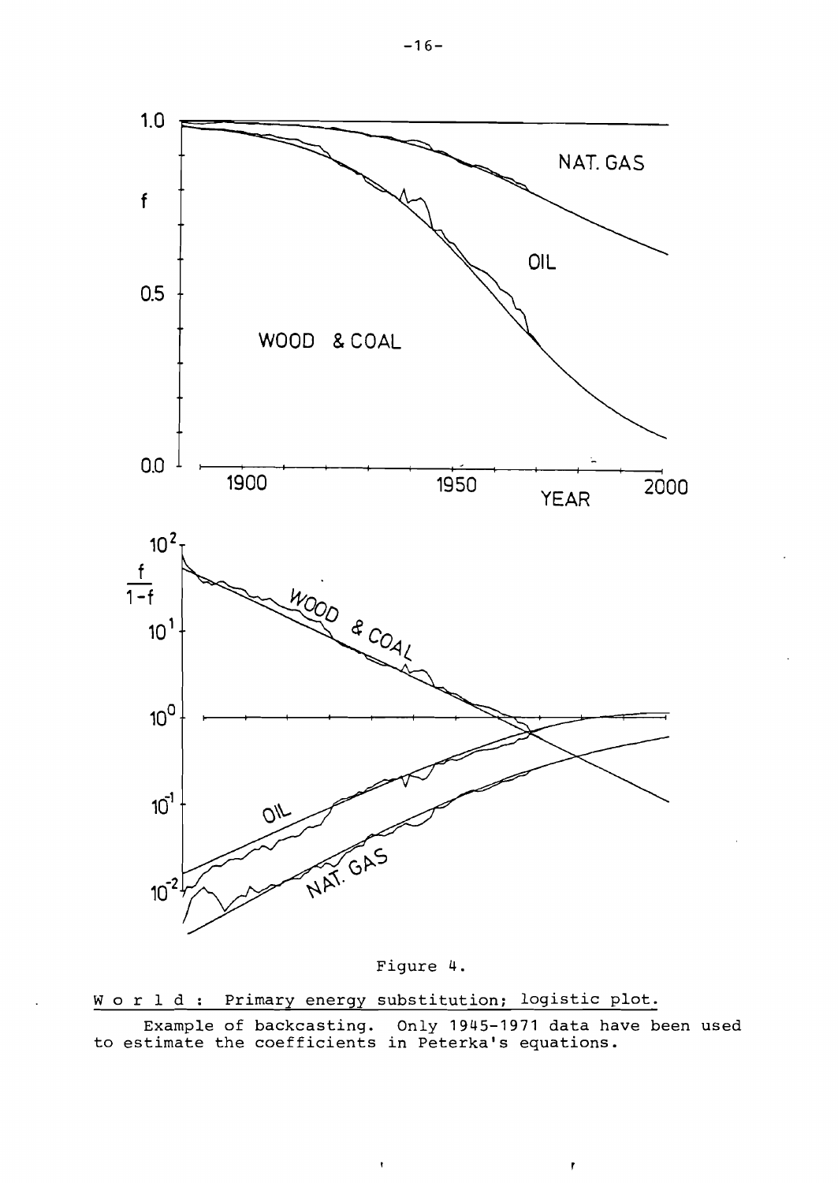Figure 4.

World : Primary energy substitution; logistic plot.

Example of backcasting. Only 1945-1971 data have been used to estimate the coefficients in Peterka's equations.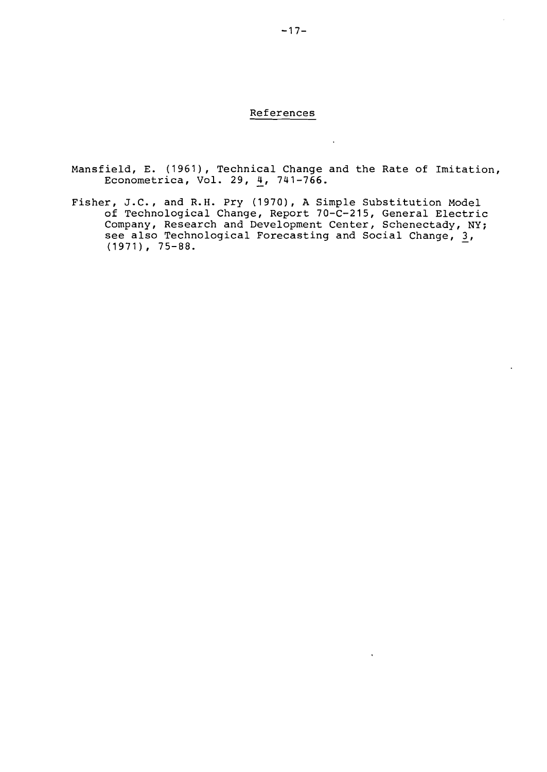## References

Mansfield, E. (1961), Technical Change and the Rate of Imitation, Econometrica, Vol. 29, 4, 741-766.

Fisher, J.C., and R.H. Pry (1970), A Simple Substitution Model of Technological Change, Report 70-C-215, General Electric Company, Research and Development Center, Schenectady, NY; see also Technological Forecasting and Social Change, 3, (1971), 75-88.